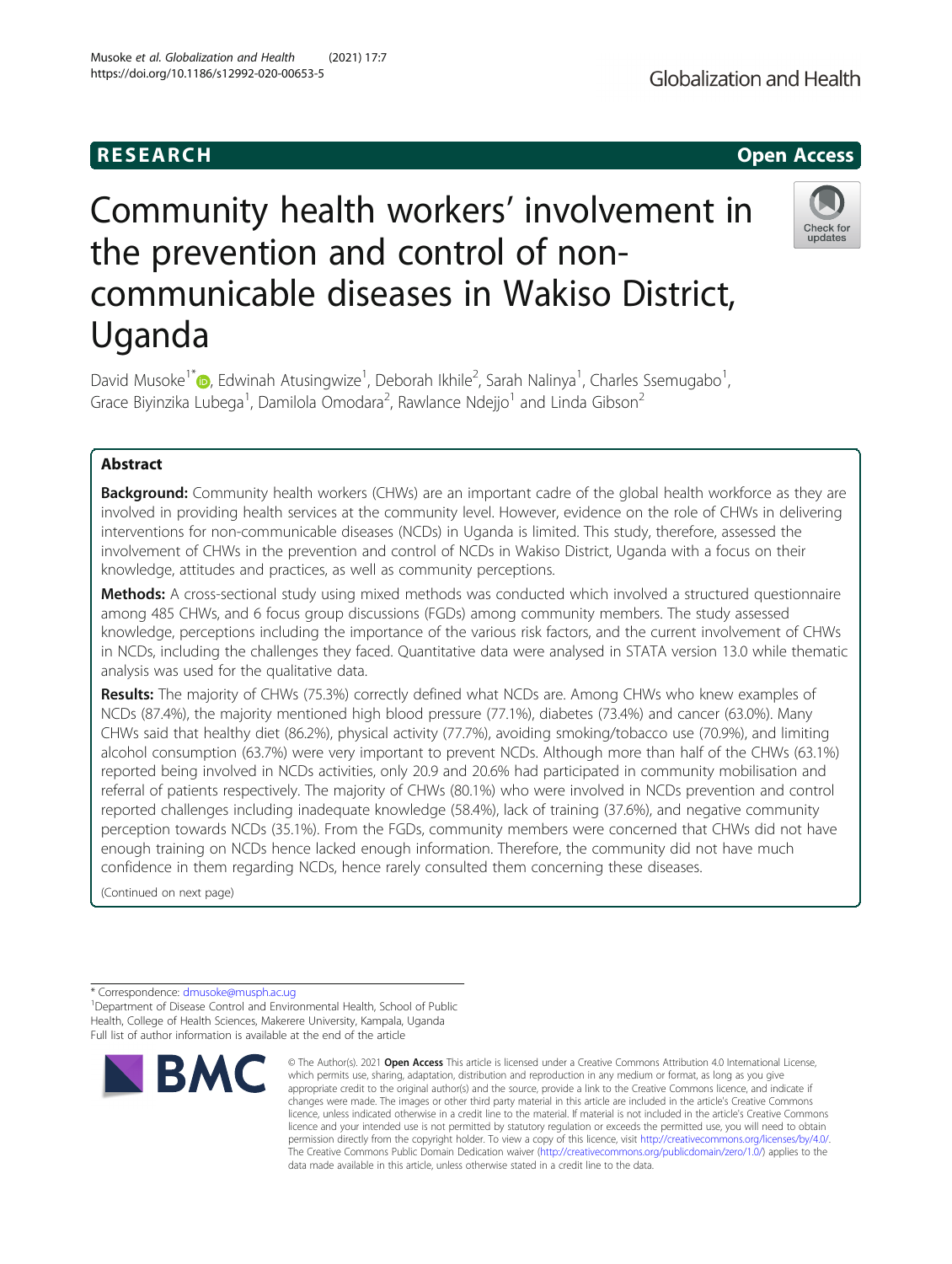RESEARCH

Open Access

# Community health workers' involvement in the prevention and control of non-communicable diseases in Wakiso District, Uganda

David Musoke[1*], Edwinah Atusingwize[1], Deborah Ikhile[2], Sarah Nalinya[1], Charles Ssemugabo[1], Grace Biyinzika Lubega[1], Damilola Omodara[2], Rawlance Ndejjo[1] and Linda Gibson[2]

## Abstract

**Background:** Community health workers (CHWs) are an important cadre of the global health workforce as they are involved in providing health services at the community level. However, evidence on the role of CHWs in delivering interventions for non-communicable diseases (NCDs) in Uganda is limited. This study, therefore, assessed the involvement of CHWs in the prevention and control of NCDs in Wakiso District, Uganda with a focus on their knowledge, attitudes and practices, as well as community perceptions.

**Methods:** A cross-sectional study using mixed methods was conducted which involved a structured questionnaire among 485 CHWs, and 6 focus group discussions (FGDs) among community members. The study assessed knowledge, perceptions including the importance of the various risk factors, and the current involvement of CHWs in NCDs, including the challenges they faced. Quantitative data were analysed in STATA version 13.0 while thematic analysis was used for the qualitative data.

**Results:** The majority of CHWs (75.3%) correctly defined what NCDs are. Among CHWs who knew examples of NCDs (87.4%), the majority mentioned high blood pressure (77.1%), diabetes (73.4%) and cancer (63.0%). Many CHWs said that healthy diet (86.2%), physical activity (77.7%), avoiding smoking/tobacco use (70.9%), and limiting alcohol consumption (63.7%) were very important to prevent NCDs. Although more than half of the CHWs (63.1%) reported being involved in NCDs activities, only 20.9 and 20.6% had participated in community mobilisation and referral of patients respectively. The majority of CHWs (80.1%) who were involved in NCDs prevention and control reported challenges including inadequate knowledge (58.4%), lack of training (37.6%), and negative community perception towards NCDs (35.1%). From the FGDs, community members were concerned that CHWs did not have enough training on NCDs hence lacked enough information. Therefore, the community did not have much confidence in them regarding NCDs, hence rarely consulted them concerning these diseases.

(Continued on next page)

* Correspondence: dmusoke@musph.ac.ug

[1]Department of Disease Control and Environmental Health, School of Public Health, College of Health Sciences, Makerere University, Kampala, Uganda

Full list of author information is available at the end of the article

© The Author(s). 2021 **Open Access** This article is licensed under a Creative Commons Attribution 4.0 International License, which permits use, sharing, adaptation, distribution and reproduction in any medium or format, as long as you give appropriate credit to the original author(s) and the source, provide a link to the Creative Commons licence, and indicate if changes were made. The images or other third party material in this article are included in the article's Creative Commons licence, unless indicated otherwise in a credit line to the material. If material is not included in the article's Creative Commons licence and your intended use is not permitted by statutory regulation or exceeds the permitted use, you will need to obtain permission directly from the copyright holder. To view a copy of this licence, visit http://creativecommons.org/licenses/by/4.0/. The Creative Commons Public Domain Dedication waiver (http://creativecommons.org/publicdomain/zero/1.0/) applies to the data made available in this article, unless otherwise stated in a credit line to the data.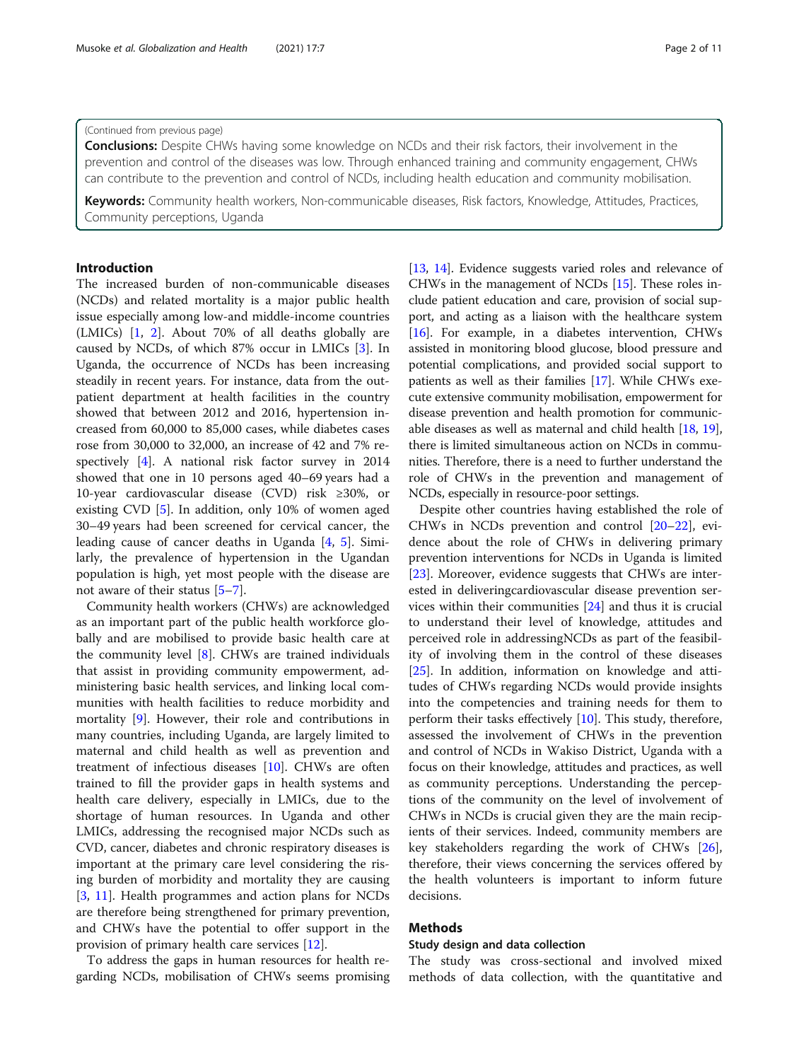(Continued from previous page)

**Conclusions:** Despite CHWs having some knowledge on NCDs and their risk factors, their involvement in the prevention and control of the diseases was low. Through enhanced training and community engagement, CHWs can contribute to the prevention and control of NCDs, including health education and community mobilisation.

**Keywords:** Community health workers, Non-communicable diseases, Risk factors, Knowledge, Attitudes, Practices, Community perceptions, Uganda

## Introduction

The increased burden of non-communicable diseases (NCDs) and related mortality is a major public health issue especially among low-and middle-income countries (LMICs) [1, 2]. About 70% of all deaths globally are caused by NCDs, of which 87% occur in LMICs [3]. In Uganda, the occurrence of NCDs has been increasing steadily in recent years. For instance, data from the outpatient department at health facilities in the country showed that between 2012 and 2016, hypertension increased from 60,000 to 85,000 cases, while diabetes cases rose from 30,000 to 32,000, an increase of 42 and 7% respectively [4]. A national risk factor survey in 2014 showed that one in 10 persons aged 40–69 years had a 10-year cardiovascular disease (CVD) risk ≥30%, or existing CVD [5]. In addition, only 10% of women aged 30–49 years had been screened for cervical cancer, the leading cause of cancer deaths in Uganda [4, 5]. Similarly, the prevalence of hypertension in the Ugandan population is high, yet most people with the disease are not aware of their status [5–7].

Community health workers (CHWs) are acknowledged as an important part of the public health workforce globally and are mobilised to provide basic health care at the community level [8]. CHWs are trained individuals that assist in providing community empowerment, administering basic health services, and linking local communities with health facilities to reduce morbidity and mortality [9]. However, their role and contributions in many countries, including Uganda, are largely limited to maternal and child health as well as prevention and treatment of infectious diseases [10]. CHWs are often trained to fill the provider gaps in health systems and health care delivery, especially in LMICs, due to the shortage of human resources. In Uganda and other LMICs, addressing the recognised major NCDs such as CVD, cancer, diabetes and chronic respiratory diseases is important at the primary care level considering the rising burden of morbidity and mortality they are causing [3, 11]. Health programmes and action plans for NCDs are therefore being strengthened for primary prevention, and CHWs have the potential to offer support in the provision of primary health care services [12].

To address the gaps in human resources for health regarding NCDs, mobilisation of CHWs seems promising [13, 14]. Evidence suggests varied roles and relevance of CHWs in the management of NCDs [15]. These roles include patient education and care, provision of social support, and acting as a liaison with the healthcare system [16]. For example, in a diabetes intervention, CHWs assisted in monitoring blood glucose, blood pressure and potential complications, and provided social support to patients as well as their families [17]. While CHWs execute extensive community mobilisation, empowerment for disease prevention and health promotion for communicable diseases as well as maternal and child health [18, 19], there is limited simultaneous action on NCDs in communities. Therefore, there is a need to further understand the role of CHWs in the prevention and management of NCDs, especially in resource-poor settings.

Despite other countries having established the role of CHWs in NCDs prevention and control [20–22], evidence about the role of CHWs in delivering primary prevention interventions for NCDs in Uganda is limited [23]. Moreover, evidence suggests that CHWs are interested in deliveringcardiovascular disease prevention services within their communities [24] and thus it is crucial to understand their level of knowledge, attitudes and perceived role in addressingNCDs as part of the feasibility of involving them in the control of these diseases [25]. In addition, information on knowledge and attitudes of CHWs regarding NCDs would provide insights into the competencies and training needs for them to perform their tasks effectively [10]. This study, therefore, assessed the involvement of CHWs in the prevention and control of NCDs in Wakiso District, Uganda with a focus on their knowledge, attitudes and practices, as well as community perceptions. Understanding the perceptions of the community on the level of involvement of CHWs in NCDs is crucial given they are the main recipients of their services. Indeed, community members are key stakeholders regarding the work of CHWs [26], therefore, their views concerning the services offered by the health volunteers is important to inform future decisions.

## Methods

### Study design and data collection

The study was cross-sectional and involved mixed methods of data collection, with the quantitative and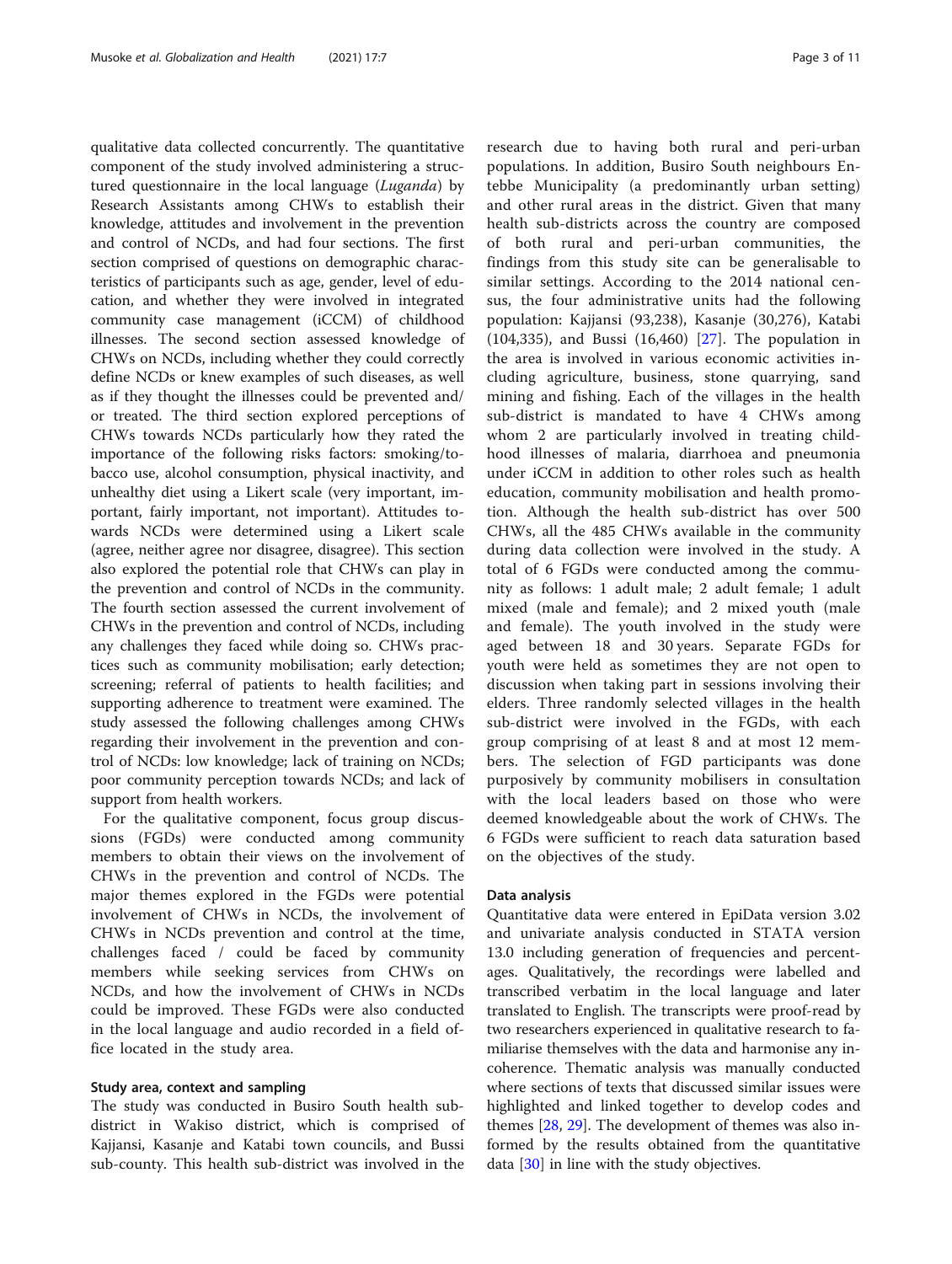qualitative data collected concurrently. The quantitative component of the study involved administering a structured questionnaire in the local language (*Luganda*) by Research Assistants among CHWs to establish their knowledge, attitudes and involvement in the prevention and control of NCDs, and had four sections. The first section comprised of questions on demographic characteristics of participants such as age, gender, level of education, and whether they were involved in integrated community case management (iCCM) of childhood illnesses. The second section assessed knowledge of CHWs on NCDs, including whether they could correctly define NCDs or knew examples of such diseases, as well as if they thought the illnesses could be prevented and/or treated. The third section explored perceptions of CHWs towards NCDs particularly how they rated the importance of the following risks factors: smoking/tobacco use, alcohol consumption, physical inactivity, and unhealthy diet using a Likert scale (very important, important, fairly important, not important). Attitudes towards NCDs were determined using a Likert scale (agree, neither agree nor disagree, disagree). This section also explored the potential role that CHWs can play in the prevention and control of NCDs in the community. The fourth section assessed the current involvement of CHWs in the prevention and control of NCDs, including any challenges they faced while doing so. CHWs practices such as community mobilisation; early detection; screening; referral of patients to health facilities; and supporting adherence to treatment were examined. The study assessed the following challenges among CHWs regarding their involvement in the prevention and control of NCDs: low knowledge; lack of training on NCDs; poor community perception towards NCDs; and lack of support from health workers.

For the qualitative component, focus group discussions (FGDs) were conducted among community members to obtain their views on the involvement of CHWs in the prevention and control of NCDs. The major themes explored in the FGDs were potential involvement of CHWs in NCDs, the involvement of CHWs in NCDs prevention and control at the time, challenges faced / could be faced by community members while seeking services from CHWs on NCDs, and how the involvement of CHWs in NCDs could be improved. These FGDs were also conducted in the local language and audio recorded in a field office located in the study area.

### Study area, context and sampling

The study was conducted in Busiro South health sub-district in Wakiso district, which is comprised of Kajjansi, Kasanje and Katabi town councils, and Bussi sub-county. This health sub-district was involved in the research due to having both rural and peri-urban populations. In addition, Busiro South neighbours Entebbe Municipality (a predominantly urban setting) and other rural areas in the district. Given that many health sub-districts across the country are composed of both rural and peri-urban communities, the findings from this study site can be generalisable to similar settings. According to the 2014 national census, the four administrative units had the following population: Kajjansi (93,238), Kasanje (30,276), Katabi (104,335), and Bussi (16,460) [27]. The population in the area is involved in various economic activities including agriculture, business, stone quarrying, sand mining and fishing. Each of the villages in the health sub-district is mandated to have 4 CHWs among whom 2 are particularly involved in treating childhood illnesses of malaria, diarrhoea and pneumonia under iCCM in addition to other roles such as health education, community mobilisation and health promotion. Although the health sub-district has over 500 CHWs, all the 485 CHWs available in the community during data collection were involved in the study. A total of 6 FGDs were conducted among the community as follows: 1 adult male; 2 adult female; 1 adult mixed (male and female); and 2 mixed youth (male and female). The youth involved in the study were aged between 18 and 30 years. Separate FGDs for youth were held as sometimes they are not open to discussion when taking part in sessions involving their elders. Three randomly selected villages in the health sub-district were involved in the FGDs, with each group comprising of at least 8 and at most 12 members. The selection of FGD participants was done purposively by community mobilisers in consultation with the local leaders based on those who were deemed knowledgeable about the work of CHWs. The 6 FGDs were sufficient to reach data saturation based on the objectives of the study.

### Data analysis

Quantitative data were entered in EpiData version 3.02 and univariate analysis conducted in STATA version 13.0 including generation of frequencies and percentages. Qualitatively, the recordings were labelled and transcribed verbatim in the local language and later translated to English. The transcripts were proof-read by two researchers experienced in qualitative research to familiarise themselves with the data and harmonise any incoherence. Thematic analysis was manually conducted where sections of texts that discussed similar issues were highlighted and linked together to develop codes and themes [28, 29]. The development of themes was also informed by the results obtained from the quantitative data [30] in line with the study objectives.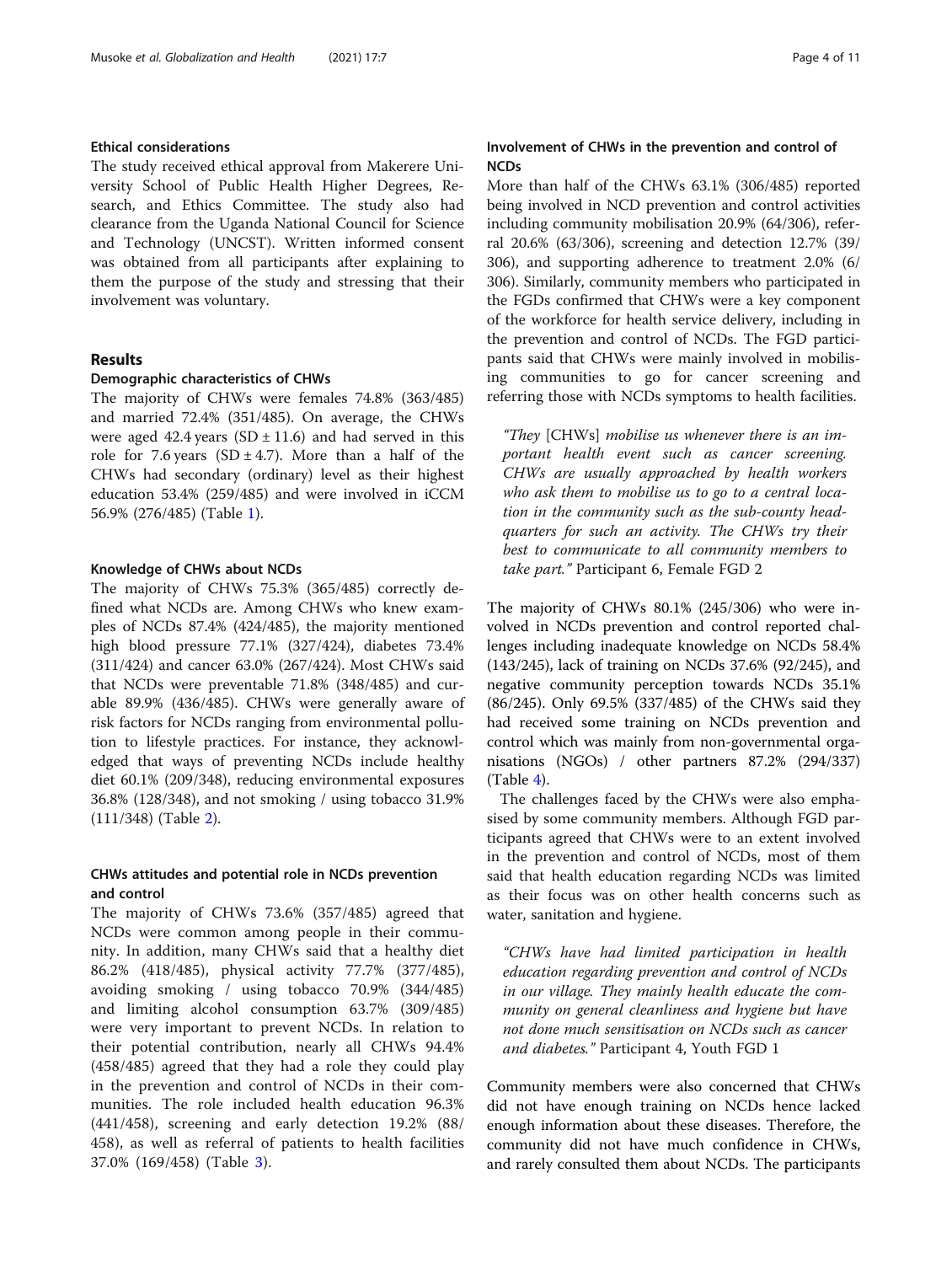### Ethical considerations

The study received ethical approval from Makerere University School of Public Health Higher Degrees, Research, and Ethics Committee. The study also had clearance from the Uganda National Council for Science and Technology (UNCST). Written informed consent was obtained from all participants after explaining to them the purpose of the study and stressing that their involvement was voluntary.

## Results

### Demographic characteristics of CHWs

The majority of CHWs were females 74.8% (363/485) and married 72.4% (351/485). On average, the CHWs were aged 42.4 years (SD ± 11.6) and had served in this role for 7.6 years (SD ± 4.7). More than a half of the CHWs had secondary (ordinary) level as their highest education 53.4% (259/485) and were involved in iCCM 56.9% (276/485) (Table 1).

### Knowledge of CHWs about NCDs

The majority of CHWs 75.3% (365/485) correctly defined what NCDs are. Among CHWs who knew examples of NCDs 87.4% (424/485), the majority mentioned high blood pressure 77.1% (327/424), diabetes 73.4% (311/424) and cancer 63.0% (267/424). Most CHWs said that NCDs were preventable 71.8% (348/485) and curable 89.9% (436/485). CHWs were generally aware of risk factors for NCDs ranging from environmental pollution to lifestyle practices. For instance, they acknowledged that ways of preventing NCDs include healthy diet 60.1% (209/348), reducing environmental exposures 36.8% (128/348), and not smoking / using tobacco 31.9% (111/348) (Table 2).

### CHWs attitudes and potential role in NCDs prevention and control

The majority of CHWs 73.6% (357/485) agreed that NCDs were common among people in their community. In addition, many CHWs said that a healthy diet 86.2% (418/485), physical activity 77.7% (377/485), avoiding smoking / using tobacco 70.9% (344/485) and limiting alcohol consumption 63.7% (309/485) were very important to prevent NCDs. In relation to their potential contribution, nearly all CHWs 94.4% (458/485) agreed that they had a role they could play in the prevention and control of NCDs in their communities. The role included health education 96.3% (441/458), screening and early detection 19.2% (88/458), as well as referral of patients to health facilities 37.0% (169/458) (Table 3).

### Involvement of CHWs in the prevention and control of NCDs

More than half of the CHWs 63.1% (306/485) reported being involved in NCD prevention and control activities including community mobilisation 20.9% (64/306), referral 20.6% (63/306), screening and detection 12.7% (39/306), and supporting adherence to treatment 2.0% (6/306). Similarly, community members who participated in the FGDs confirmed that CHWs were a key component of the workforce for health service delivery, including in the prevention and control of NCDs. The FGD participants said that CHWs were mainly involved in mobilising communities to go for cancer screening and referring those with NCDs symptoms to health facilities.

> "*They* [CHWs] *mobilise us whenever there is an important health event such as cancer screening. CHWs are usually approached by health workers who ask them to mobilise us to go to a central location in the community such as the sub-county headquarters for such an activity. The CHWs try their best to communicate to all community members to take part.*" Participant 6, Female FGD 2

The majority of CHWs 80.1% (245/306) who were involved in NCDs prevention and control reported challenges including inadequate knowledge on NCDs 58.4% (143/245), lack of training on NCDs 37.6% (92/245), and negative community perception towards NCDs 35.1% (86/245). Only 69.5% (337/485) of the CHWs said they had received some training on NCDs prevention and control which was mainly from non-governmental organisations (NGOs) / other partners 87.2% (294/337) (Table 4).

The challenges faced by the CHWs were also emphasised by some community members. Although FGD participants agreed that CHWs were to an extent involved in the prevention and control of NCDs, most of them said that health education regarding NCDs was limited as their focus was on other health concerns such as water, sanitation and hygiene.

> "*CHWs have had limited participation in health education regarding prevention and control of NCDs in our village. They mainly health educate the community on general cleanliness and hygiene but have not done much sensitisation on NCDs such as cancer and diabetes.*" Participant 4, Youth FGD 1

Community members were also concerned that CHWs did not have enough training on NCDs hence lacked enough information about these diseases. Therefore, the community did not have much confidence in CHWs, and rarely consulted them about NCDs. The participants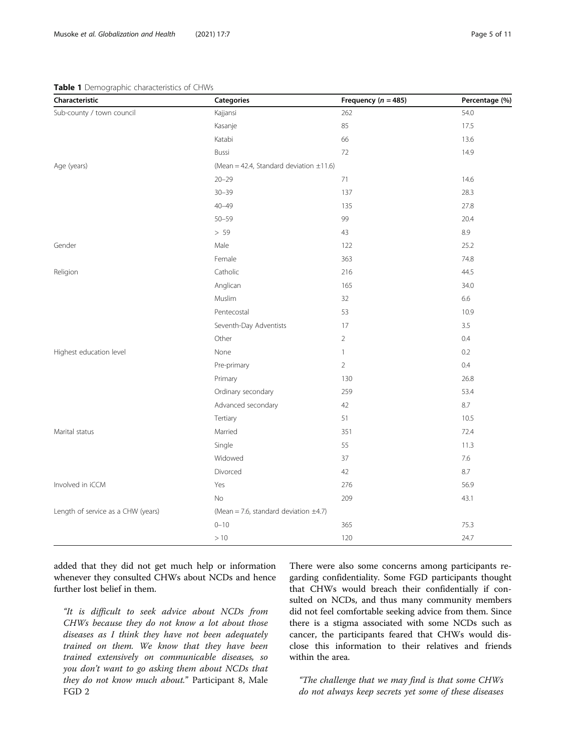**Table 1** Demographic characteristics of CHWs

| Characteristic | Categories | Frequency (*n* = 485) | Percentage (%) |
|---|---|---|---|
| Sub-county / town council | Kajjansi | 262 | 54.0 |
| | Kasanje | 85 | 17.5 |
| | Katabi | 66 | 13.6 |
| | Bussi | 72 | 14.9 |
| Age (years) | (Mean = 42.4, Standard deviation ±11.6) | | |
| | 20–29 | 71 | 14.6 |
| | 30–39 | 137 | 28.3 |
| | 40–49 | 135 | 27.8 |
| | 50–59 | 99 | 20.4 |
| | > 59 | 43 | 8.9 |
| Gender | Male | 122 | 25.2 |
| | Female | 363 | 74.8 |
| Religion | Catholic | 216 | 44.5 |
| | Anglican | 165 | 34.0 |
| | Muslim | 32 | 6.6 |
| | Pentecostal | 53 | 10.9 |
| | Seventh-Day Adventists | 17 | 3.5 |
| | Other | 2 | 0.4 |
| Highest education level | None | 1 | 0.2 |
| | Pre-primary | 2 | 0.4 |
| | Primary | 130 | 26.8 |
| | Ordinary secondary | 259 | 53.4 |
| | Advanced secondary | 42 | 8.7 |
| | Tertiary | 51 | 10.5 |
| Marital status | Married | 351 | 72.4 |
| | Single | 55 | 11.3 |
| | Widowed | 37 | 7.6 |
| | Divorced | 42 | 8.7 |
| Involved in iCCM | Yes | 276 | 56.9 |
| | No | 209 | 43.1 |
| Length of service as a CHW (years) | (Mean = 7.6, standard deviation ±4.7) | | |
| | 0–10 | 365 | 75.3 |
| | > 10 | 120 | 24.7 |

added that they did not get much help or information whenever they consulted CHWs about NCDs and hence further lost belief in them.

> *"It is difficult to seek advice about NCDs from CHWs because they do not know a lot about those diseases as I think they have not been adequately trained on them. We know that they have been trained extensively on communicable diseases, so you don't want to go asking them about NCDs that they do not know much about."* Participant 8, Male FGD 2

There were also some concerns among participants regarding confidentiality. Some FGD participants thought that CHWs would breach their confidentially if consulted on NCDs, and thus many community members did not feel comfortable seeking advice from them. Since there is a stigma associated with some NCDs such as cancer, the participants feared that CHWs would disclose this information to their relatives and friends within the area.

> *"The challenge that we may find is that some CHWs do not always keep secrets yet some of these diseases*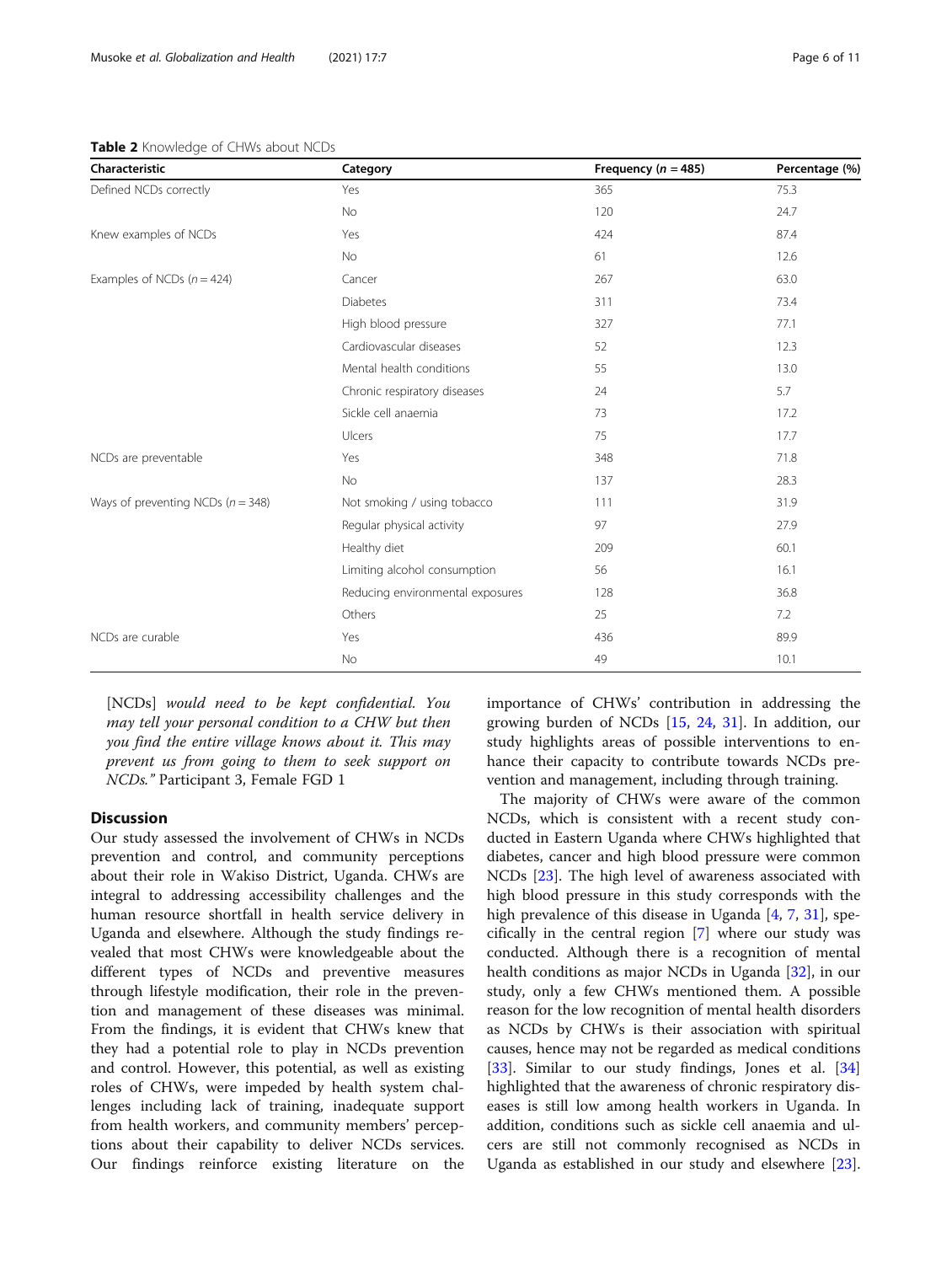**Table 2** Knowledge of CHWs about NCDs

| Characteristic | Category | Frequency (*n* = 485) | Percentage (%) |
|---|---|---|---|
| Defined NCDs correctly | Yes | 365 | 75.3 |
| | No | 120 | 24.7 |
| Knew examples of NCDs | Yes | 424 | 87.4 |
| | No | 61 | 12.6 |
| Examples of NCDs (*n* = 424) | Cancer | 267 | 63.0 |
| | Diabetes | 311 | 73.4 |
| | High blood pressure | 327 | 77.1 |
| | Cardiovascular diseases | 52 | 12.3 |
| | Mental health conditions | 55 | 13.0 |
| | Chronic respiratory diseases | 24 | 5.7 |
| | Sickle cell anaemia | 73 | 17.2 |
| | Ulcers | 75 | 17.7 |
| NCDs are preventable | Yes | 348 | 71.8 |
| | No | 137 | 28.3 |
| Ways of preventing NCDs (*n* = 348) | Not smoking / using tobacco | 111 | 31.9 |
| | Regular physical activity | 97 | 27.9 |
| | Healthy diet | 209 | 60.1 |
| | Limiting alcohol consumption | 56 | 16.1 |
| | Reducing environmental exposures | 128 | 36.8 |
| | Others | 25 | 7.2 |
| NCDs are curable | Yes | 436 | 89.9 |
| | No | 49 | 10.1 |

[NCDs] *would need to be kept confidential. You may tell your personal condition to a CHW but then you find the entire village knows about it. This may prevent us from going to them to seek support on NCDs."* Participant 3, Female FGD 1

## Discussion

Our study assessed the involvement of CHWs in NCDs prevention and control, and community perceptions about their role in Wakiso District, Uganda. CHWs are integral to addressing accessibility challenges and the human resource shortfall in health service delivery in Uganda and elsewhere. Although the study findings revealed that most CHWs were knowledgeable about the different types of NCDs and preventive measures through lifestyle modification, their role in the prevention and management of these diseases was minimal. From the findings, it is evident that CHWs knew that they had a potential role to play in NCDs prevention and control. However, this potential, as well as existing roles of CHWs, were impeded by health system challenges including lack of training, inadequate support from health workers, and community members' perceptions about their capability to deliver NCDs services. Our findings reinforce existing literature on the importance of CHWs' contribution in addressing the growing burden of NCDs [15, 24, 31]. In addition, our study highlights areas of possible interventions to enhance their capacity to contribute towards NCDs prevention and management, including through training.

The majority of CHWs were aware of the common NCDs, which is consistent with a recent study conducted in Eastern Uganda where CHWs highlighted that diabetes, cancer and high blood pressure were common NCDs [23]. The high level of awareness associated with high blood pressure in this study corresponds with the high prevalence of this disease in Uganda [4, 7, 31], specifically in the central region [7] where our study was conducted. Although there is a recognition of mental health conditions as major NCDs in Uganda [32], in our study, only a few CHWs mentioned them. A possible reason for the low recognition of mental health disorders as NCDs by CHWs is their association with spiritual causes, hence may not be regarded as medical conditions [33]. Similar to our study findings, Jones et al. [34] highlighted that the awareness of chronic respiratory diseases is still low among health workers in Uganda. In addition, conditions such as sickle cell anaemia and ulcers are still not commonly recognised as NCDs in Uganda as established in our study and elsewhere [23].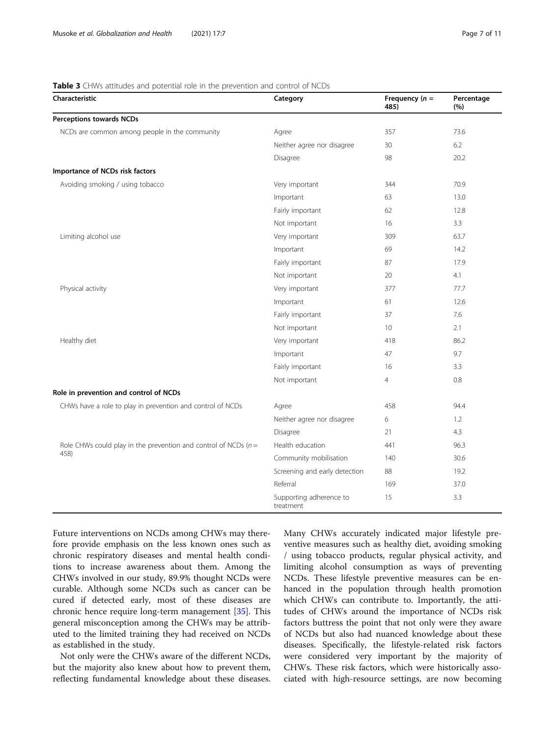**Table 3** CHWs attitudes and potential role in the prevention and control of NCDs

| Characteristic | Category | Frequency ($n$ = 485) | Percentage (%) |
|---|---|---|---|
| **Perceptions towards NCDs** | | | |
| NCDs are common among people in the community | Agree | 357 | 73.6 |
| | Neither agree nor disagree | 30 | 6.2 |
| | Disagree | 98 | 20.2 |
| **Importance of NCDs risk factors** | | | |
| Avoiding smoking / using tobacco | Very important | 344 | 70.9 |
| | Important | 63 | 13.0 |
| | Fairly important | 62 | 12.8 |
| | Not important | 16 | 3.3 |
| Limiting alcohol use | Very important | 309 | 63.7 |
| | Important | 69 | 14.2 |
| | Fairly important | 87 | 17.9 |
| | Not important | 20 | 4.1 |
| Physical activity | Very important | 377 | 77.7 |
| | Important | 61 | 12.6 |
| | Fairly important | 37 | 7.6 |
| | Not important | 10 | 2.1 |
| Healthy diet | Very important | 418 | 86.2 |
| | Important | 47 | 9.7 |
| | Fairly important | 16 | 3.3 |
| | Not important | 4 | 0.8 |
| **Role in prevention and control of NCDs** | | | |
| CHWs have a role to play in prevention and control of NCDs | Agree | 458 | 94.4 |
| | Neither agree nor disagree | 6 | 1.2 |
| | Disagree | 21 | 4.3 |
| Role CHWs could play in the prevention and control of NCDs ($n$ = 458) | Health education | 441 | 96.3 |
| | Community mobilisation | 140 | 30.6 |
| | Screening and early detection | 88 | 19.2 |
| | Referral | 169 | 37.0 |
| | Supporting adherence to treatment | 15 | 3.3 |

Future interventions on NCDs among CHWs may therefore provide emphasis on the less known ones such as chronic respiratory diseases and mental health conditions to increase awareness about them. Among the CHWs involved in our study, 89.9% thought NCDs were curable. Although some NCDs such as cancer can be cured if detected early, most of these diseases are chronic hence require long-term management [35]. This general misconception among the CHWs may be attributed to the limited training they had received on NCDs as established in the study.

Not only were the CHWs aware of the different NCDs, but the majority also knew about how to prevent them, reflecting fundamental knowledge about these diseases. Many CHWs accurately indicated major lifestyle preventive measures such as healthy diet, avoiding smoking / using tobacco products, regular physical activity, and limiting alcohol consumption as ways of preventing NCDs. These lifestyle preventive measures can be enhanced in the population through health promotion which CHWs can contribute to. Importantly, the attitudes of CHWs around the importance of NCDs risk factors buttress the point that not only were they aware of NCDs but also had nuanced knowledge about these diseases. Specifically, the lifestyle-related risk factors were considered very important by the majority of CHWs. These risk factors, which were historically associated with high-resource settings, are now becoming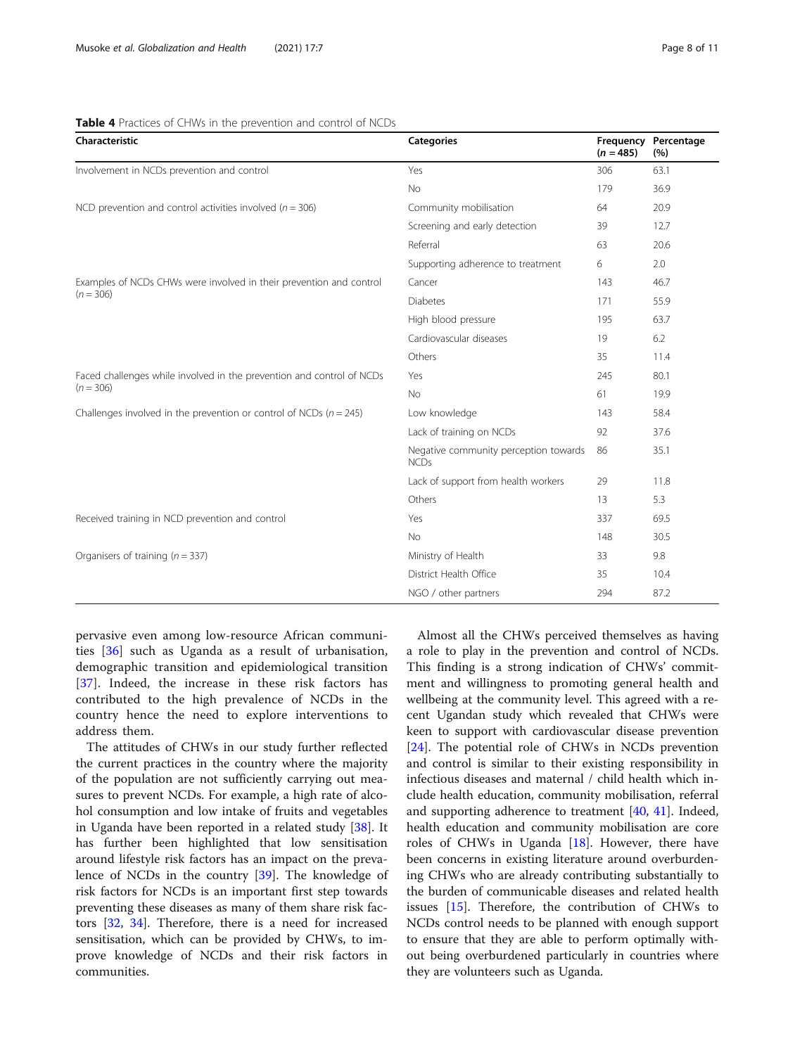**Table 4** Practices of CHWs in the prevention and control of NCDs

| Characteristic | Categories | Frequency ($n = 485$) | Percentage (%) |
|---|---|---|---|
| Involvement in NCDs prevention and control | Yes | 306 | 63.1 |
| | No | 179 | 36.9 |
| NCD prevention and control activities involved ($n = 306$) | Community mobilisation | 64 | 20.9 |
| | Screening and early detection | 39 | 12.7 |
| | Referral | 63 | 20.6 |
| | Supporting adherence to treatment | 6 | 2.0 |
| Examples of NCDs CHWs were involved in their prevention and control ($n = 306$) | Cancer | 143 | 46.7 |
| | Diabetes | 171 | 55.9 |
| | High blood pressure | 195 | 63.7 |
| | Cardiovascular diseases | 19 | 6.2 |
| | Others | 35 | 11.4 |
| Faced challenges while involved in the prevention and control of NCDs ($n = 306$) | Yes | 245 | 80.1 |
| | No | 61 | 19.9 |
| Challenges involved in the prevention or control of NCDs ($n = 245$) | Low knowledge | 143 | 58.4 |
| | Lack of training on NCDs | 92 | 37.6 |
| | Negative community perception towards NCDs | 86 | 35.1 |
| | Lack of support from health workers | 29 | 11.8 |
| | Others | 13 | 5.3 |
| Received training in NCD prevention and control | Yes | 337 | 69.5 |
| | No | 148 | 30.5 |
| Organisers of training ($n = 337$) | Ministry of Health | 33 | 9.8 |
| | District Health Office | 35 | 10.4 |
| | NGO / other partners | 294 | 87.2 |

pervasive even among low-resource African communities [36] such as Uganda as a result of urbanisation, demographic transition and epidemiological transition [37]. Indeed, the increase in these risk factors has contributed to the high prevalence of NCDs in the country hence the need to explore interventions to address them.

The attitudes of CHWs in our study further reflected the current practices in the country where the majority of the population are not sufficiently carrying out measures to prevent NCDs. For example, a high rate of alcohol consumption and low intake of fruits and vegetables in Uganda have been reported in a related study [38]. It has further been highlighted that low sensitisation around lifestyle risk factors has an impact on the prevalence of NCDs in the country [39]. The knowledge of risk factors for NCDs is an important first step towards preventing these diseases as many of them share risk factors [32, 34]. Therefore, there is a need for increased sensitisation, which can be provided by CHWs, to improve knowledge of NCDs and their risk factors in communities.

Almost all the CHWs perceived themselves as having a role to play in the prevention and control of NCDs. This finding is a strong indication of CHWs' commitment and willingness to promoting general health and wellbeing at the community level. This agreed with a recent Ugandan study which revealed that CHWs were keen to support with cardiovascular disease prevention [24]. The potential role of CHWs in NCDs prevention and control is similar to their existing responsibility in infectious diseases and maternal / child health which include health education, community mobilisation, referral and supporting adherence to treatment [40, 41]. Indeed, health education and community mobilisation are core roles of CHWs in Uganda [18]. However, there have been concerns in existing literature around overburdening CHWs who are already contributing substantially to the burden of communicable diseases and related health issues [15]. Therefore, the contribution of CHWs to NCDs control needs to be planned with enough support to ensure that they are able to perform optimally without being overburdened particularly in countries where they are volunteers such as Uganda.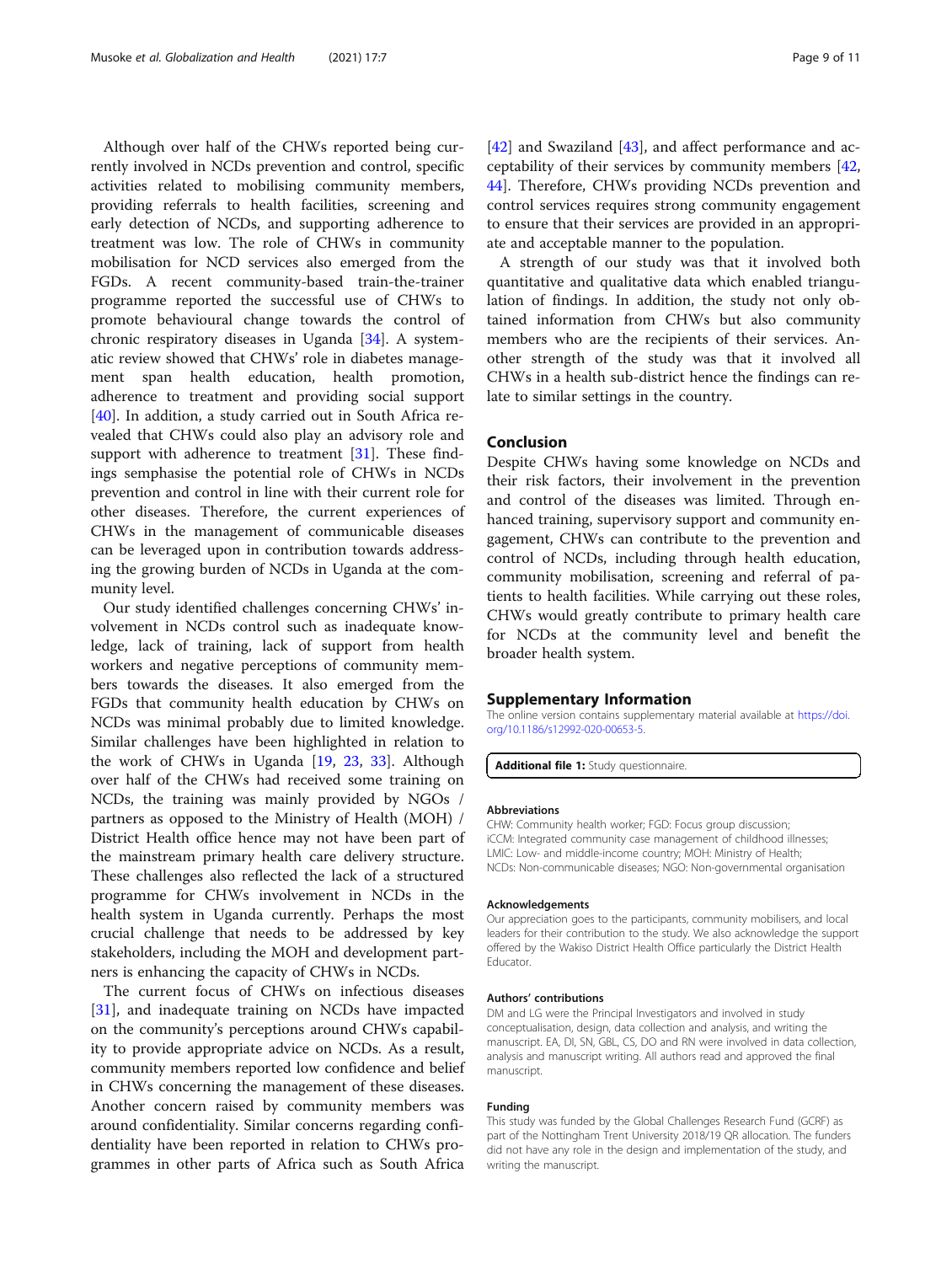Although over half of the CHWs reported being currently involved in NCDs prevention and control, specific activities related to mobilising community members, providing referrals to health facilities, screening and early detection of NCDs, and supporting adherence to treatment was low. The role of CHWs in community mobilisation for NCD services also emerged from the FGDs. A recent community-based train-the-trainer programme reported the successful use of CHWs to promote behavioural change towards the control of chronic respiratory diseases in Uganda [34]. A systematic review showed that CHWs' role in diabetes management span health education, health promotion, adherence to treatment and providing social support [40]. In addition, a study carried out in South Africa revealed that CHWs could also play an advisory role and support with adherence to treatment [31]. These findings semphasise the potential role of CHWs in NCDs prevention and control in line with their current role for other diseases. Therefore, the current experiences of CHWs in the management of communicable diseases can be leveraged upon in contribution towards addressing the growing burden of NCDs in Uganda at the community level.

Our study identified challenges concerning CHWs' involvement in NCDs control such as inadequate knowledge, lack of training, lack of support from health workers and negative perceptions of community members towards the diseases. It also emerged from the FGDs that community health education by CHWs on NCDs was minimal probably due to limited knowledge. Similar challenges have been highlighted in relation to the work of CHWs in Uganda [19, 23, 33]. Although over half of the CHWs had received some training on NCDs, the training was mainly provided by NGOs / partners as opposed to the Ministry of Health (MOH) / District Health office hence may not have been part of the mainstream primary health care delivery structure. These challenges also reflected the lack of a structured programme for CHWs involvement in NCDs in the health system in Uganda currently. Perhaps the most crucial challenge that needs to be addressed by key stakeholders, including the MOH and development partners is enhancing the capacity of CHWs in NCDs.

The current focus of CHWs on infectious diseases [31], and inadequate training on NCDs have impacted on the community's perceptions around CHWs capability to provide appropriate advice on NCDs. As a result, community members reported low confidence and belief in CHWs concerning the management of these diseases. Another concern raised by community members was around confidentiality. Similar concerns regarding confidentiality have been reported in relation to CHWs programmes in other parts of Africa such as South Africa [42] and Swaziland [43], and affect performance and acceptability of their services by community members [42, 44]. Therefore, CHWs providing NCDs prevention and control services requires strong community engagement to ensure that their services are provided in an appropriate and acceptable manner to the population.

A strength of our study was that it involved both quantitative and qualitative data which enabled triangulation of findings. In addition, the study not only obtained information from CHWs but also community members who are the recipients of their services. Another strength of the study was that it involved all CHWs in a health sub-district hence the findings can relate to similar settings in the country.

## Conclusion

Despite CHWs having some knowledge on NCDs and their risk factors, their involvement in the prevention and control of the diseases was limited. Through enhanced training, supervisory support and community engagement, CHWs can contribute to the prevention and control of NCDs, including through health education, community mobilisation, screening and referral of patients to health facilities. While carrying out these roles, CHWs would greatly contribute to primary health care for NCDs at the community level and benefit the broader health system.

## Supplementary Information

The online version contains supplementary material available at https://doi.org/10.1186/s12992-020-00653-5.

**Additional file 1:** Study questionnaire.

### Abbreviations

CHW: Community health worker; FGD: Focus group discussion; iCCM: Integrated community case management of childhood illnesses; LMIC: Low- and middle-income country; MOH: Ministry of Health; NCDs: Non-communicable diseases; NGO: Non-governmental organisation

### Acknowledgements

Our appreciation goes to the participants, community mobilisers, and local leaders for their contribution to the study. We also acknowledge the support offered by the Wakiso District Health Office particularly the District Health Educator.

### Authors' contributions

DM and LG were the Principal Investigators and involved in study conceptualisation, design, data collection and analysis, and writing the manuscript. EA, DI, SN, GBL, CS, DO and RN were involved in data collection, analysis and manuscript writing. All authors read and approved the final manuscript.

### Funding

This study was funded by the Global Challenges Research Fund (GCRF) as part of the Nottingham Trent University 2018/19 QR allocation. The funders did not have any role in the design and implementation of the study, and writing the manuscript.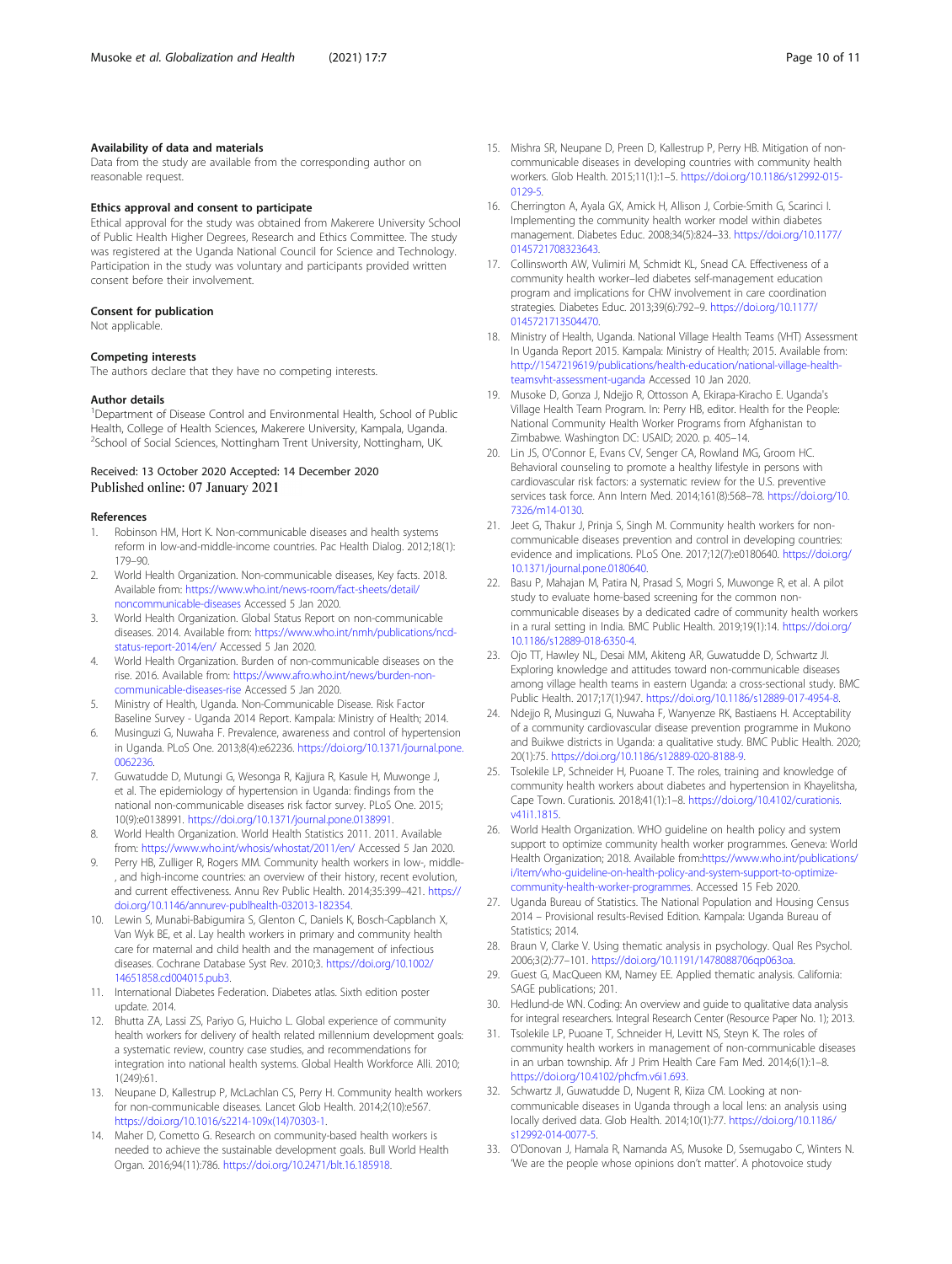### Availability of data and materials

Data from the study are available from the corresponding author on reasonable request.

### Ethics approval and consent to participate

Ethical approval for the study was obtained from Makerere University School of Public Health Higher Degrees, Research and Ethics Committee. The study was registered at the Uganda National Council for Science and Technology. Participation in the study was voluntary and participants provided written consent before their involvement.

### Consent for publication

Not applicable.

### Competing interests

The authors declare that they have no competing interests.

### Author details

[1]Department of Disease Control and Environmental Health, School of Public Health, College of Health Sciences, Makerere University, Kampala, Uganda. [2]School of Social Sciences, Nottingham Trent University, Nottingham, UK.

Received: 13 October 2020 Accepted: 14 December 2020
Published online: 07 January 2021

### References

1. Robinson HM, Hort K. Non-communicable diseases and health systems reform in low-and-middle-income countries. Pac Health Dialog. 2012;18(1): 179–90.
2. World Health Organization. Non-communicable diseases, Key facts. 2018. Available from: https://www.who.int/news-room/fact-sheets/detail/noncommunicable-diseases Accessed 5 Jan 2020.
3. World Health Organization. Global Status Report on non-communicable diseases. 2014. Available from: https://www.who.int/nmh/publications/ncd-status-report-2014/en/ Accessed 5 Jan 2020.
4. World Health Organization. Burden of non-communicable diseases on the rise. 2016. Available from: https://www.afro.who.int/news/burden-non-communicable-diseases-rise Accessed 5 Jan 2020.
5. Ministry of Health, Uganda. Non-Communicable Disease. Risk Factor Baseline Survey - Uganda 2014 Report. Kampala: Ministry of Health; 2014.
6. Musinguzi G, Nuwaha F. Prevalence, awareness and control of hypertension in Uganda. PLoS One. 2013;8(4):e62236. https://doi.org/10.1371/journal.pone.0062236.
7. Guwatudde D, Mutungi G, Wesonga R, Kajjura R, Kasule H, Muwonge J, et al. The epidemiology of hypertension in Uganda: findings from the national non-communicable diseases risk factor survey. PLoS One. 2015; 10(9):e0138991. https://doi.org/10.1371/journal.pone.0138991.
8. World Health Organization. World Health Statistics 2011. 2011. Available from: https://www.who.int/whosis/whostat/2011/en/ Accessed 5 Jan 2020.
9. Perry HB, Zulliger R, Rogers MM. Community health workers in low-, middle-, and high-income countries: an overview of their history, recent evolution, and current effectiveness. Annu Rev Public Health. 2014;35:399–421. https://doi.org/10.1146/annurev-publhealth-032013-182354.
10. Lewin S, Munabi-Babigumira S, Glenton C, Daniels K, Bosch-Capblanch X, Van Wyk BE, et al. Lay health workers in primary and community health care for maternal and child health and the management of infectious diseases. Cochrane Database Syst Rev. 2010;3. https://doi.org/10.1002/14651858.cd004015.pub3.
11. International Diabetes Federation. Diabetes atlas. Sixth edition poster update. 2014.
12. Bhutta ZA, Lassi ZS, Pariyo G, Huicho L. Global experience of community health workers for delivery of health related millennium development goals: a systematic review, country case studies, and recommendations for integration into national health systems. Global Health Workforce Alli. 2010; 1(249):61.
13. Neupane D, Kallestrup P, McLachlan CS, Perry H. Community health workers for non-communicable diseases. Lancet Glob Health. 2014;2(10):e567. https://doi.org/10.1016/s2214-109x(14)70303-1.
14. Maher D, Cometto G. Research on community-based health workers is needed to achieve the sustainable development goals. Bull World Health Organ. 2016;94(11):786. https://doi.org/10.2471/blt.16.185918.
15. Mishra SR, Neupane D, Preen D, Kallestrup P, Perry HB. Mitigation of non-communicable diseases in developing countries with community health workers. Glob Health. 2015;11(1):1–5. https://doi.org/10.1186/s12992-015-0129-5.
16. Cherrington A, Ayala GX, Amick H, Allison J, Corbie-Smith G, Scarinci I. Implementing the community health worker model within diabetes management. Diabetes Educ. 2008;34(5):824–33. https://doi.org/10.1177/0145721708323643.
17. Collinsworth AW, Vulimiri M, Schmidt KL, Snead CA. Effectiveness of a community health worker–led diabetes self-management education program and implications for CHW involvement in care coordination strategies. Diabetes Educ. 2013;39(6):792–9. https://doi.org/10.1177/0145721713504470.
18. Ministry of Health, Uganda. National Village Health Teams (VHT) Assessment In Uganda Report 2015. Kampala: Ministry of Health; 2015. Available from: http://1547219619/publications/health-education/national-village-health-teamsvht-assessment-uganda Accessed 10 Jan 2020.
19. Musoke D, Gonza J, Ndejjo R, Ottosson A, Ekirapa-Kiracho E. Uganda's Village Health Team Program. In: Perry HB, editor. Health for the People: National Community Health Worker Programs from Afghanistan to Zimbabwe. Washington DC: USAID; 2020. p. 405–14.
20. Lin JS, O'Connor E, Evans CV, Senger CA, Rowland MG, Groom HC. Behavioral counseling to promote a healthy lifestyle in persons with cardiovascular risk factors: a systematic review for the U.S. preventive services task force. Ann Intern Med. 2014;161(8):568–78. https://doi.org/10.7326/m14-0130.
21. Jeet G, Thakur J, Prinja S, Singh M. Community health workers for non-communicable diseases prevention and control in developing countries: evidence and implications. PLoS One. 2017;12(7):e0180640. https://doi.org/10.1371/journal.pone.0180640.
22. Basu P, Mahajan M, Patira N, Prasad S, Mogri S, Muwonge R, et al. A pilot study to evaluate home-based screening for the common non-communicable diseases by a dedicated cadre of community health workers in a rural setting in India. BMC Public Health. 2019;19(1):14. https://doi.org/10.1186/s12889-018-6350-4.
23. Ojo TT, Hawley NL, Desai MM, Akiteng AR, Guwatudde D, Schwartz JI. Exploring knowledge and attitudes toward non-communicable diseases among village health teams in eastern Uganda: a cross-sectional study. BMC Public Health. 2017;17(1):947. https://doi.org/10.1186/s12889-017-4954-8.
24. Ndejjo R, Musinguzi G, Nuwaha F, Wanyenze RK, Bastiaens H. Acceptability of a community cardiovascular disease prevention programme in Mukono and Buikwe districts in Uganda: a qualitative study. BMC Public Health. 2020; 20(1):75. https://doi.org/10.1186/s12889-020-8188-9.
25. Tsolekile LP, Schneider H, Puoane T. The roles, training and knowledge of community health workers about diabetes and hypertension in Khayelitsha, Cape Town. Curationis. 2018;41(1):1–8. https://doi.org/10.4102/curationis.v41i1.1815.
26. World Health Organization. WHO guideline on health policy and system support to optimize community health worker programmes. Geneva: World Health Organization; 2018. Available from:https://www.who.int/publications/i/item/who-guideline-on-health-policy-and-system-support-to-optimize-community-health-worker-programmes. Accessed 15 Feb 2020.
27. Uganda Bureau of Statistics. The National Population and Housing Census 2014 – Provisional results-Revised Edition. Kampala: Uganda Bureau of Statistics; 2014.
28. Braun V, Clarke V. Using thematic analysis in psychology. Qual Res Psychol. 2006;3(2):77–101. https://doi.org/10.1191/1478088706qp063oa.
29. Guest G, MacQueen KM, Namey EE. Applied thematic analysis. California: SAGE publications; 201.
30. Hedlund-de WN. Coding: An overview and guide to qualitative data analysis for integral researchers. Integral Research Center (Resource Paper No. 1); 2013.
31. Tsolekile LP, Puoane T, Schneider H, Levitt NS, Steyn K. The roles of community health workers in management of non-communicable diseases in an urban township. Afr J Prim Health Care Fam Med. 2014;6(1):1–8. https://doi.org/10.4102/phcfm.v6i1.693.
32. Schwartz JI, Guwatudde D, Nugent R, Kiiza CM. Looking at non-communicable diseases in Uganda through a local lens: an analysis using locally derived data. Glob Health. 2014;10(1):77. https://doi.org/10.1186/s12992-014-0077-5.
33. O'Donovan J, Hamala R, Namanda AS, Musoke D, Ssemugabo C, Winters N. 'We are the people whose opinions don't matter'. A photovoice study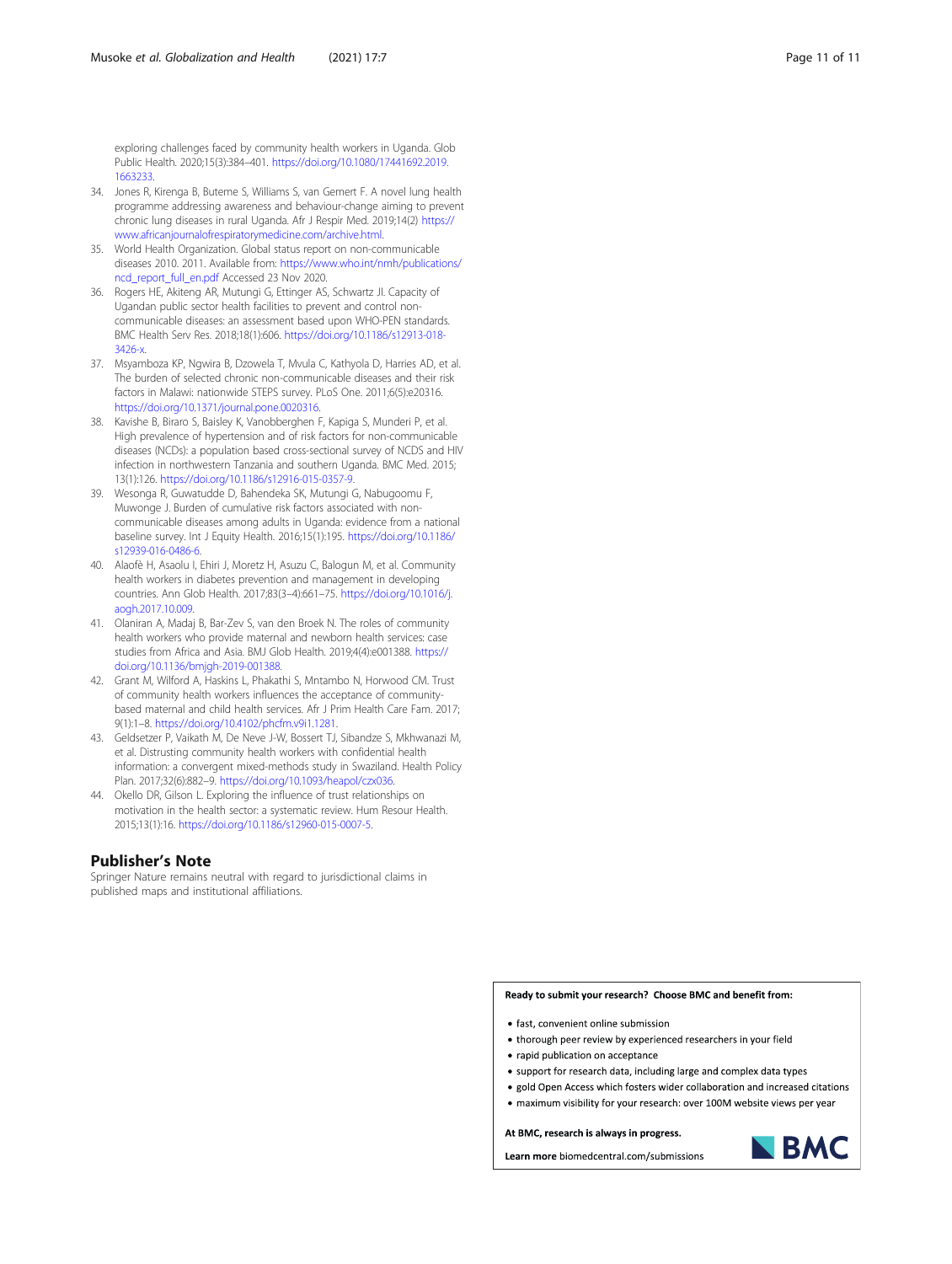exploring challenges faced by community health workers in Uganda. Glob Public Health. 2020;15(3):384–401. https://doi.org/10.1080/17441692.2019.1663233.

34. Jones R, Kirenga B, Buteme S, Williams S, van Gemert F. A novel lung health programme addressing awareness and behaviour-change aiming to prevent chronic lung diseases in rural Uganda. Afr J Respir Med. 2019;14(2) https://www.africanjournalofrespiratorymedicine.com/archive.html.
35. World Health Organization. Global status report on non-communicable diseases 2010. 2011. Available from: https://www.who.int/nmh/publications/ncd_report_full_en.pdf Accessed 23 Nov 2020.
36. Rogers HE, Akiteng AR, Mutungi G, Ettinger AS, Schwartz JI. Capacity of Ugandan public sector health facilities to prevent and control non-communicable diseases: an assessment based upon WHO-PEN standards. BMC Health Serv Res. 2018;18(1):606. https://doi.org/10.1186/s12913-018-3426-x.
37. Msyamboza KP, Ngwira B, Dzowela T, Mvula C, Kathyola D, Harries AD, et al. The burden of selected chronic non-communicable diseases and their risk factors in Malawi: nationwide STEPS survey. PLoS One. 2011;6(5):e20316. https://doi.org/10.1371/journal.pone.0020316.
38. Kavishe B, Biraro S, Baisley K, Vanobberghen F, Kapiga S, Munderi P, et al. High prevalence of hypertension and of risk factors for non-communicable diseases (NCDs): a population based cross-sectional survey of NCDS and HIV infection in northwestern Tanzania and southern Uganda. BMC Med. 2015;13(1):126. https://doi.org/10.1186/s12916-015-0357-9.
39. Wesonga R, Guwatudde D, Bahendeka SK, Mutungi G, Nabugoomu F, Muwonge J. Burden of cumulative risk factors associated with non-communicable diseases among adults in Uganda: evidence from a national baseline survey. Int J Equity Health. 2016;15(1):195. https://doi.org/10.1186/s12939-016-0486-6.
40. Alaofè H, Asaolu I, Ehiri J, Moretz H, Asuzu C, Balogun M, et al. Community health workers in diabetes prevention and management in developing countries. Ann Glob Health. 2017;83(3–4):661–75. https://doi.org/10.1016/j.aogh.2017.10.009.
41. Olaniran A, Madaj B, Bar-Zev S, van den Broek N. The roles of community health workers who provide maternal and newborn health services: case studies from Africa and Asia. BMJ Glob Health. 2019;4(4):e001388. https://doi.org/10.1136/bmjgh-2019-001388.
42. Grant M, Wilford A, Haskins L, Phakathi S, Mntambo N, Horwood CM. Trust of community health workers influences the acceptance of community-based maternal and child health services. Afr J Prim Health Care Fam. 2017;9(1):1–8. https://doi.org/10.4102/phcfm.v9i1.1281.
43. Geldsetzer P, Vaikath M, De Neve J-W, Bossert TJ, Sibandze S, Mkhwanazi M, et al. Distrusting community health workers with confidential health information: a convergent mixed-methods study in Swaziland. Health Policy Plan. 2017;32(6):882–9. https://doi.org/10.1093/heapol/czx036.
44. Okello DR, Gilson L. Exploring the influence of trust relationships on motivation in the health sector: a systematic review. Hum Resour Health. 2015;13(1):16. https://doi.org/10.1186/s12960-015-0007-5.

## Publisher's Note

Springer Nature remains neutral with regard to jurisdictional claims in published maps and institutional affiliations.

**Ready to submit your research? Choose BMC and benefit from:**

- fast, convenient online submission
- thorough peer review by experienced researchers in your field
- rapid publication on acceptance
- support for research data, including large and complex data types
- gold Open Access which fosters wider collaboration and increased citations
- maximum visibility for your research: over 100M website views per year

**At BMC, research is always in progress.**

**Learn more** biomedcentral.com/submissions

BMC